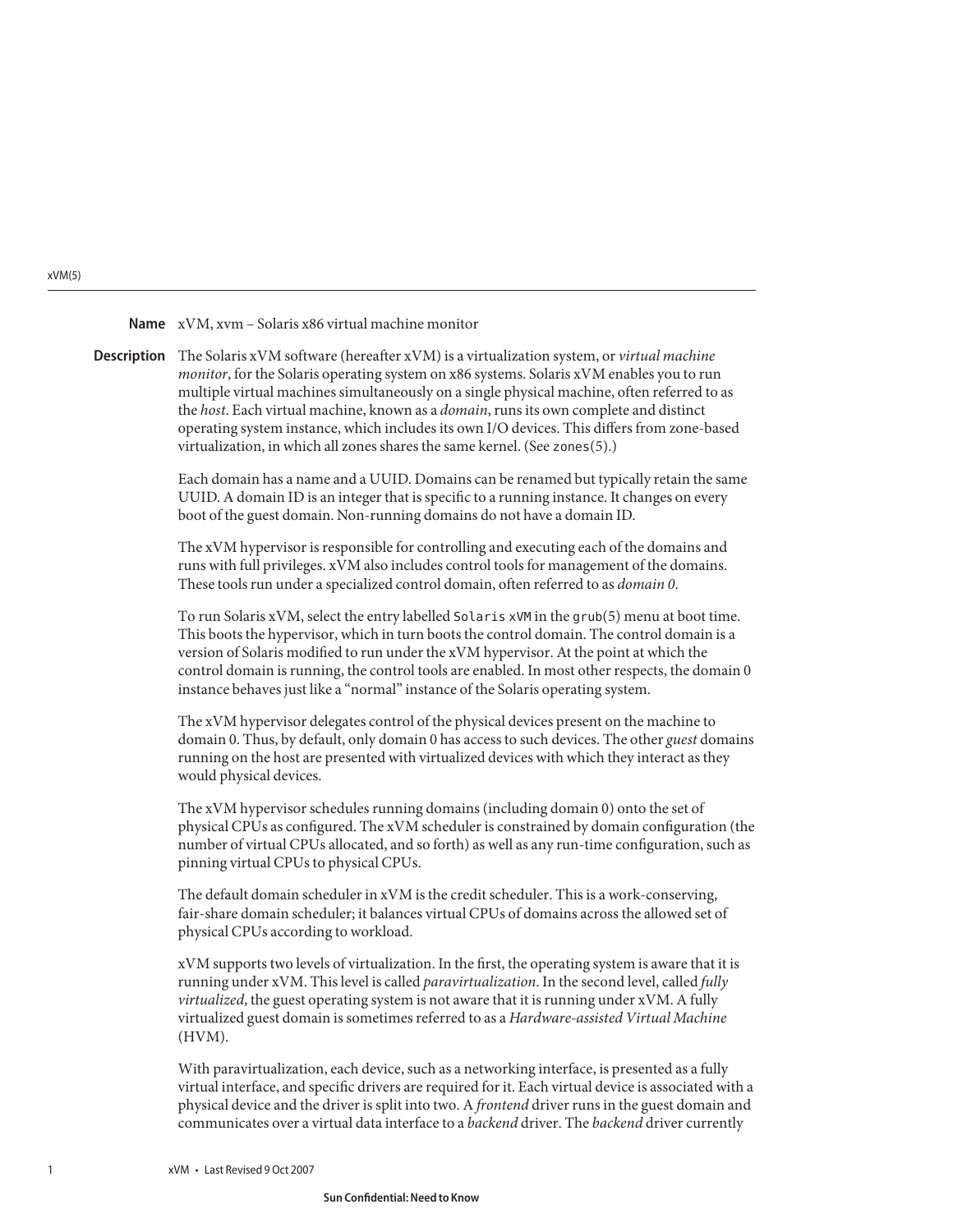## Name

xVM, xvm – Solaris x86 virtual machine monitor

## Description

The Solaris xVM software (hereafter xVM) is a virtualization system, or *virtual machine monitor*, for the Solaris operating system on x86 systems. Solaris xVM enables you to run multiple virtual machines simultaneously on a single physical machine, often referred to as the *host*. Each virtual machine, known as a *domain*, runs its own complete and distinct operating system instance, which includes its own I/O devices. This differs from zone-based virtualization, in which all zones shares the same kernel. (See `zones(5)`.)

Each domain has a name and a UUID. Domains can be renamed but typically retain the same UUID. A domain ID is an integer that is specific to a running instance. It changes on every boot of the guest domain. Non-running domains do not have a domain ID.

The xVM hypervisor is responsible for controlling and executing each of the domains and runs with full privileges. xVM also includes control tools for management of the domains. These tools run under a specialized control domain, often referred to as *domain 0*.

To run Solaris xVM, select the entry labelled `Solaris xVM` in the `grub(5)` menu at boot time. This boots the hypervisor, which in turn boots the control domain. The control domain is a version of Solaris modified to run under the xVM hypervisor. At the point at which the control domain is running, the control tools are enabled. In most other respects, the domain 0 instance behaves just like a "normal" instance of the Solaris operating system.

The xVM hypervisor delegates control of the physical devices present on the machine to domain 0. Thus, by default, only domain 0 has access to such devices. The other *guest* domains running on the host are presented with virtualized devices with which they interact as they would physical devices.

The xVM hypervisor schedules running domains (including domain 0) onto the set of physical CPUs as configured. The xVM scheduler is constrained by domain configuration (the number of virtual CPUs allocated, and so forth) as well as any run-time configuration, such as pinning virtual CPUs to physical CPUs.

The default domain scheduler in xVM is the credit scheduler. This is a work-conserving, fair-share domain scheduler; it balances virtual CPUs of domains across the allowed set of physical CPUs according to workload.

xVM supports two levels of virtualization. In the first, the operating system is aware that it is running under xVM. This level is called *paravirtualization*. In the second level, called *fully virtualized*, the guest operating system is not aware that it is running under xVM. A fully virtualized guest domain is sometimes referred to as a *Hardware-assisted Virtual Machine* (HVM).

With paravirtualization, each device, such as a networking interface, is presented as a fully virtual interface, and specific drivers are required for it. Each virtual device is associated with a physical device and the driver is split into two. A *frontend* driver runs in the guest domain and communicates over a virtual data interface to a *backend* driver. The *backend* driver currently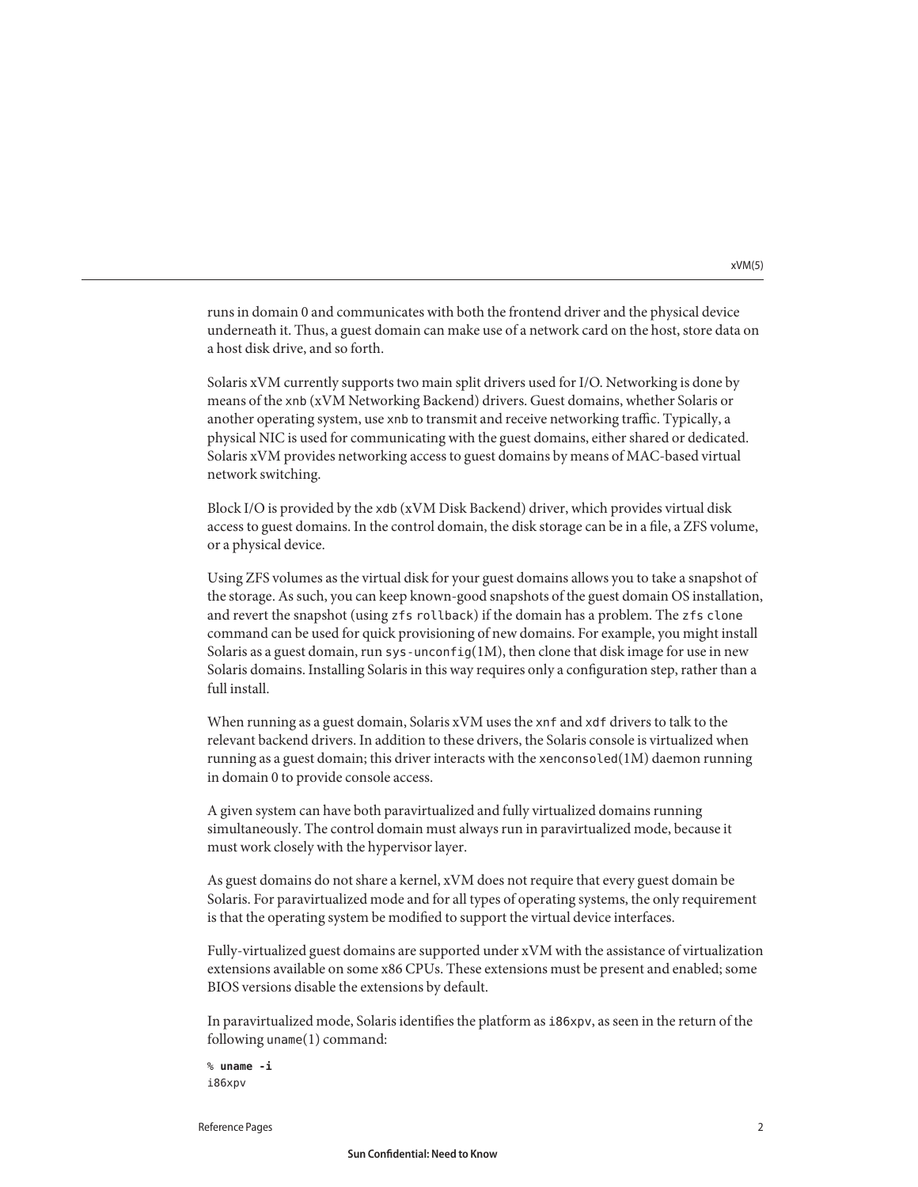runs in domain 0 and communicates with both the frontend driver and the physical device underneath it. Thus, a guest domain can make use of a network card on the host, store data on a host disk drive, and so forth.

Solaris xVM currently supports two main split drivers used for I/O. Networking is done by means of the `xnb` (xVM Networking Backend) drivers. Guest domains, whether Solaris or another operating system, use `xnb` to transmit and receive networking traffic. Typically, a physical NIC is used for communicating with the guest domains, either shared or dedicated. Solaris xVM provides networking access to guest domains by means of MAC-based virtual network switching.

Block I/O is provided by the `xdb` (xVM Disk Backend) driver, which provides virtual disk access to guest domains. In the control domain, the disk storage can be in a file, a ZFS volume, or a physical device.

Using ZFS volumes as the virtual disk for your guest domains allows you to take a snapshot of the storage. As such, you can keep known-good snapshots of the guest domain OS installation, and revert the snapshot (using `zfs rollback`) if the domain has a problem. The `zfs clone` command can be used for quick provisioning of new domains. For example, you might install Solaris as a guest domain, run `sys-unconfig`(1M), then clone that disk image for use in new Solaris domains. Installing Solaris in this way requires only a configuration step, rather than a full install.

When running as a guest domain, Solaris xVM uses the `xnf` and `xdf` drivers to talk to the relevant backend drivers. In addition to these drivers, the Solaris console is virtualized when running as a guest domain; this driver interacts with the `xenconsoled`(1M) daemon running in domain 0 to provide console access.

A given system can have both paravirtualized and fully virtualized domains running simultaneously. The control domain must always run in paravirtualized mode, because it must work closely with the hypervisor layer.

As guest domains do not share a kernel, xVM does not require that every guest domain be Solaris. For paravirtualized mode and for all types of operating systems, the only requirement is that the operating system be modified to support the virtual device interfaces.

Fully-virtualized guest domains are supported under xVM with the assistance of virtualization extensions available on some x86 CPUs. These extensions must be present and enabled; some BIOS versions disable the extensions by default.

In paravirtualized mode, Solaris identifies the platform as `i86xpv`, as seen in the return of the following `uname`(1) command:

```
% uname -i
i86xpv
```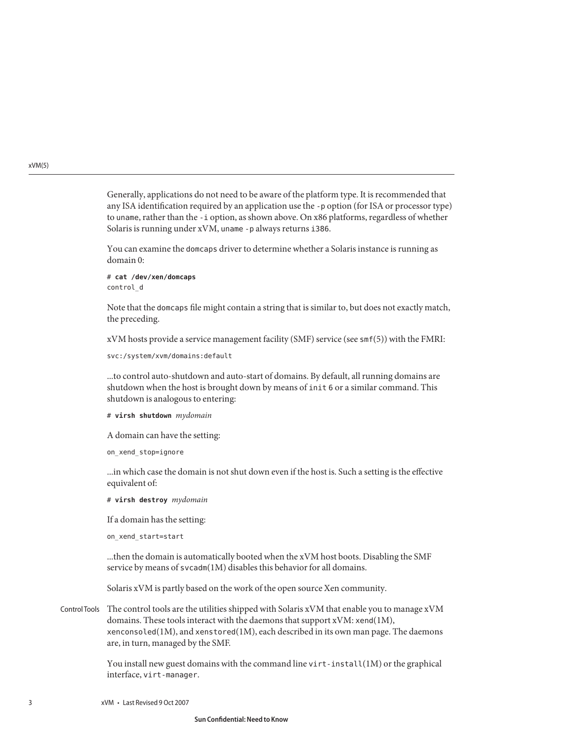Generally, applications do not need to be aware of the platform type. It is recommended that any ISA identification required by an application use the `-p` option (for ISA or processor type) to `uname`, rather than the `-i` option, as shown above. On x86 platforms, regardless of whether Solaris is running under xVM, `uname -p` always returns `i386`.

You can examine the `domcaps` driver to determine whether a Solaris instance is running as domain 0:

```
# cat /dev/xen/domcaps
control_d
```

Note that the `domcaps` file might contain a string that is similar to, but does not exactly match, the preceding.

xVM hosts provide a service management facility (SMF) service (see `smf`(5)) with the FMRI:

```
svc:/system/xvm/domains:default
```

...to control auto-shutdown and auto-start of domains. By default, all running domains are shutdown when the host is brought down by means of `init 6` or a similar command. This shutdown is analogous to entering:

```
# virsh shutdown mydomain
```

A domain can have the setting:

```
on_xend_stop=ignore
```

...in which case the domain is not shut down even if the host is. Such a setting is the effective equivalent of:

```
# virsh destroy mydomain
```

If a domain has the setting:

```
on_xend_start=start
```

...then the domain is automatically booted when the xVM host boots. Disabling the SMF service by means of `svcadm`(1M) disables this behavior for all domains.

Solaris xVM is partly based on the work of the open source Xen community.

## Control Tools

The control tools are the utilities shipped with Solaris xVM that enable you to manage xVM domains. These tools interact with the daemons that support xVM: `xend`(1M), `xenconsoled`(1M), and `xenstored`(1M), each described in its own man page. The daemons are, in turn, managed by the SMF.

You install new guest domains with the command line `virt-install`(1M) or the graphical interface, `virt-manager`.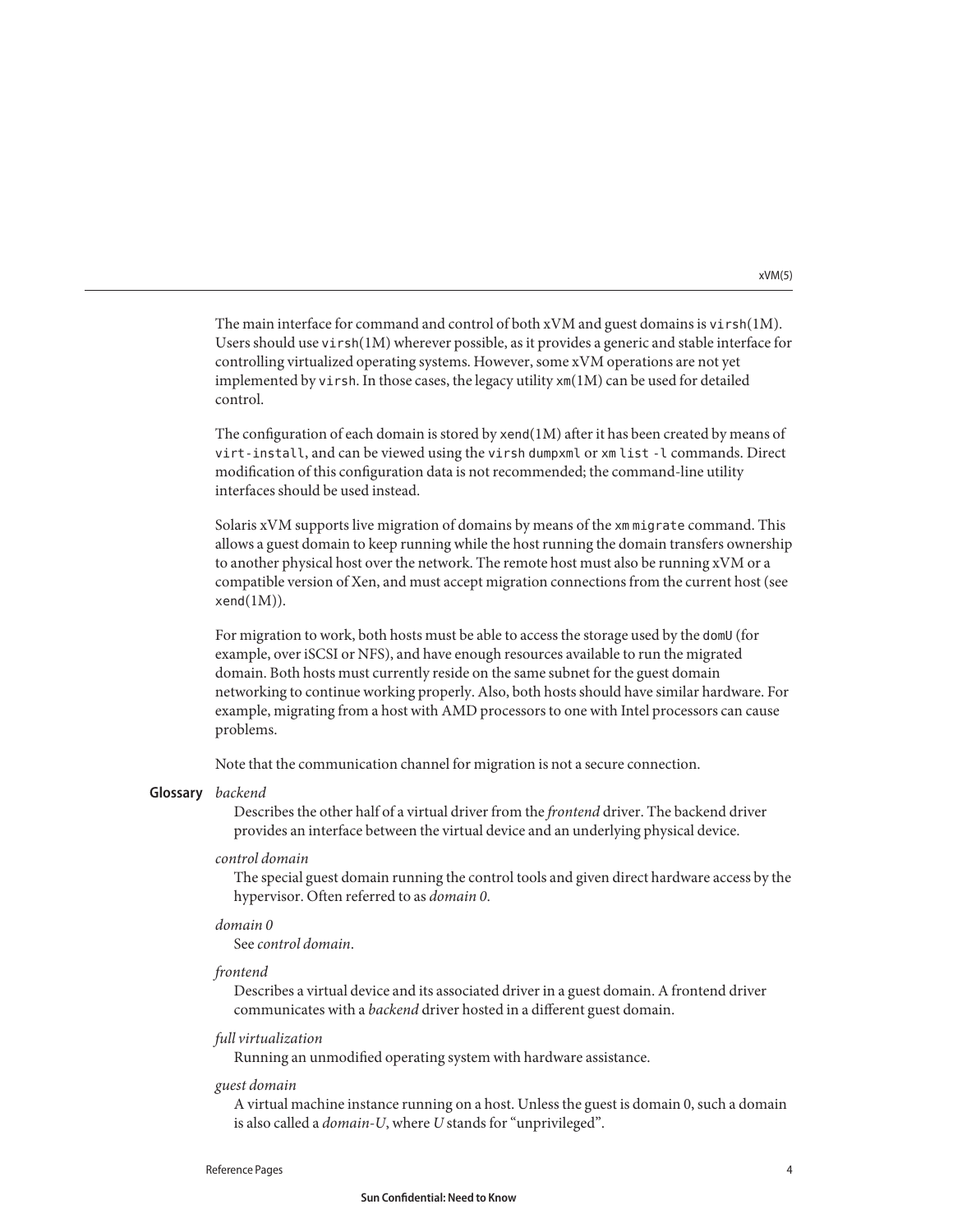The main interface for command and control of both xVM and guest domains is `virsh`(1M). Users should use `virsh`(1M) wherever possible, as it provides a generic and stable interface for controlling virtualized operating systems. However, some xVM operations are not yet implemented by `virsh`. In those cases, the legacy utility `xm`(1M) can be used for detailed control.

The configuration of each domain is stored by `xend`(1M) after it has been created by means of `virt-install`, and can be viewed using the `virsh dumpxml` or `xm list -l` commands. Direct modification of this configuration data is not recommended; the command-line utility interfaces should be used instead.

Solaris xVM supports live migration of domains by means of the `xm migrate` command. This allows a guest domain to keep running while the host running the domain transfers ownership to another physical host over the network. The remote host must also be running xVM or a compatible version of Xen, and must accept migration connections from the current host (see `xend`(1M)).

For migration to work, both hosts must be able to access the storage used by the `domU` (for example, over iSCSI or NFS), and have enough resources available to run the migrated domain. Both hosts must currently reside on the same subnet for the guest domain networking to continue working properly. Also, both hosts should have similar hardware. For example, migrating from a host with AMD processors to one with Intel processors can cause problems.

Note that the communication channel for migration is not a secure connection.

**Glossary**

*backend*
: Describes the other half of a virtual driver from the *frontend* driver. The backend driver provides an interface between the virtual device and an underlying physical device.

*control domain*
: The special guest domain running the control tools and given direct hardware access by the hypervisor. Often referred to as *domain 0*.

*domain 0*
: See *control domain*.

*frontend*
: Describes a virtual device and its associated driver in a guest domain. A frontend driver communicates with a *backend* driver hosted in a different guest domain.

*full virtualization*
: Running an unmodified operating system with hardware assistance.

*guest domain*
: A virtual machine instance running on a host. Unless the guest is domain 0, such a domain is also called a *domain-U*, where *U* stands for "unprivileged".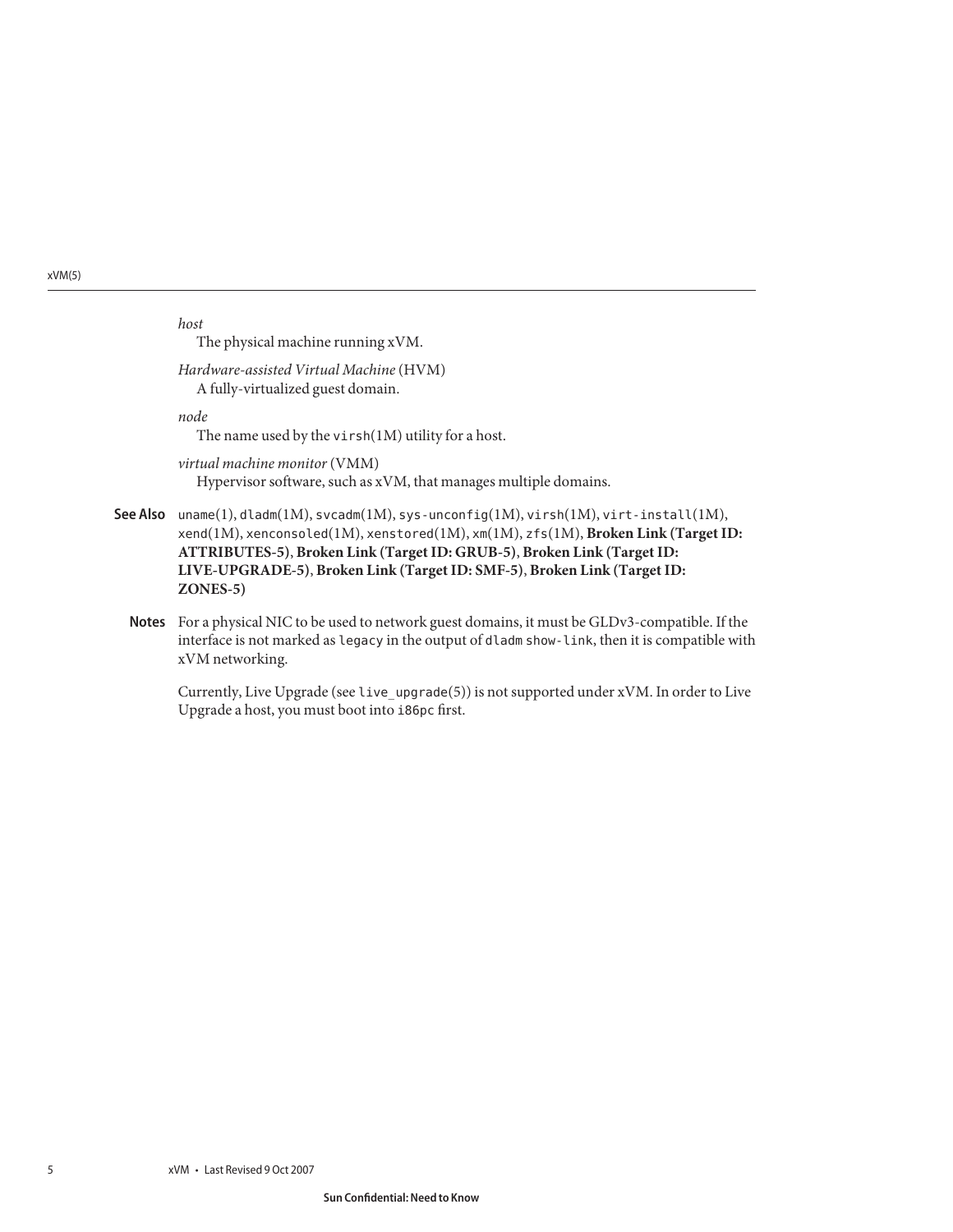*host*
The physical machine running xVM.

*Hardware-assisted Virtual Machine* (HVM)
A fully-virtualized guest domain.

*node*
The name used by the `virsh`(1M) utility for a host.

*virtual machine monitor* (VMM)
Hypervisor software, such as xVM, that manages multiple domains.

**See Also** `uname`(1), `dladm`(1M), `svcadm`(1M), `sys-unconfig`(1M), `virsh`(1M), `virt-install`(1M), `xend`(1M), `xenconsoled`(1M), `xenstored`(1M), `xm`(1M), `zfs`(1M), **Broken Link (Target ID: ATTRIBUTES-5)**, **Broken Link (Target ID: GRUB-5)**, **Broken Link (Target ID: LIVE-UPGRADE-5)**, **Broken Link (Target ID: SMF-5)**, **Broken Link (Target ID: ZONES-5)**

**Notes** For a physical NIC to be used to network guest domains, it must be GLDv3-compatible. If the interface is not marked as `legacy` in the output of `dladm show-link`, then it is compatible with xVM networking.

Currently, Live Upgrade (see `live_upgrade`(5)) is not supported under xVM. In order to Live Upgrade a host, you must boot into `i86pc` first.

**Sun Confidential: Need to Know**